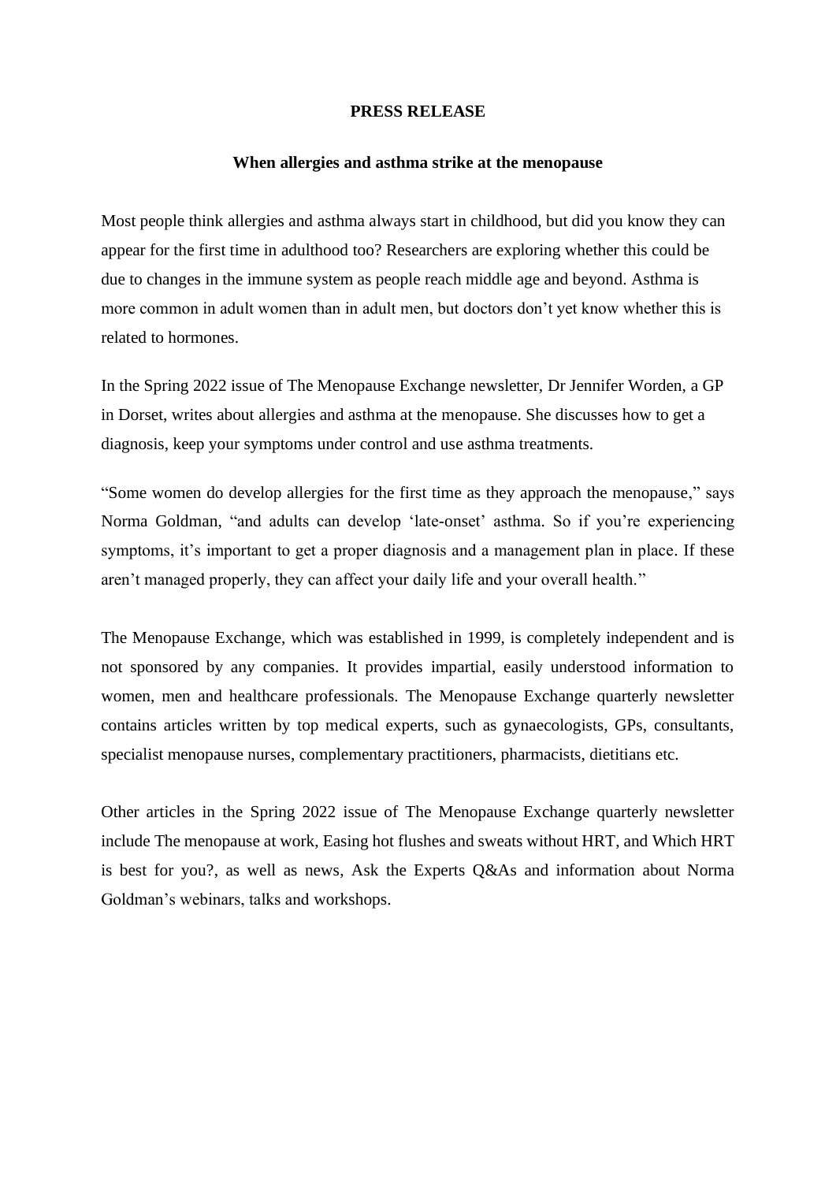**PRESS RELEASE**

**When allergies and asthma strike at the menopause**

Most people think allergies and asthma always start in childhood, but did you know they can appear for the first time in adulthood too? Researchers are exploring whether this could be due to changes in the immune system as people reach middle age and beyond. Asthma is more common in adult women than in adult men, but doctors don't yet know whether this is related to hormones.

In the Spring 2022 issue of The Menopause Exchange newsletter, Dr Jennifer Worden, a GP in Dorset, writes about allergies and asthma at the menopause. She discusses how to get a diagnosis, keep your symptoms under control and use asthma treatments.

"Some women do develop allergies for the first time as they approach the menopause," says Norma Goldman, "and adults can develop 'late-onset' asthma. So if you're experiencing symptoms, it's important to get a proper diagnosis and a management plan in place. If these aren't managed properly, they can affect your daily life and your overall health."

The Menopause Exchange, which was established in 1999, is completely independent and is not sponsored by any companies. It provides impartial, easily understood information to women, men and healthcare professionals. The Menopause Exchange quarterly newsletter contains articles written by top medical experts, such as gynaecologists, GPs, consultants, specialist menopause nurses, complementary practitioners, pharmacists, dietitians etc.

Other articles in the Spring 2022 issue of The Menopause Exchange quarterly newsletter include The menopause at work, Easing hot flushes and sweats without HRT, and Which HRT is best for you?, as well as news, Ask the Experts Q&As and information about Norma Goldman's webinars, talks and workshops.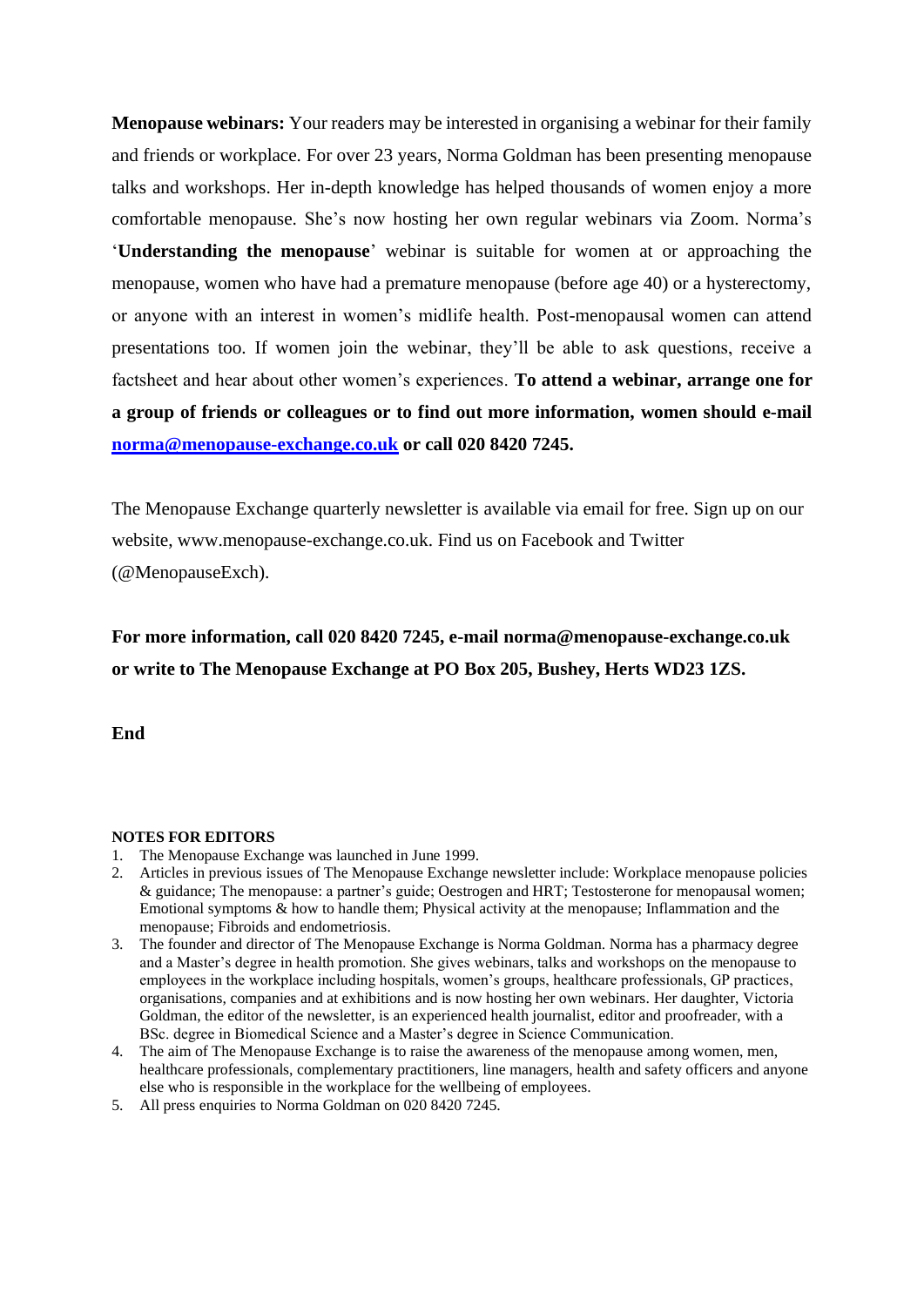**Menopause webinars:** Your readers may be interested in organising a webinar for their family and friends or workplace. For over 23 years, Norma Goldman has been presenting menopause talks and workshops. Her in-depth knowledge has helped thousands of women enjoy a more comfortable menopause. She's now hosting her own regular webinars via Zoom. Norma's '**Understanding the menopause**' webinar is suitable for women at or approaching the menopause, women who have had a premature menopause (before age 40) or a hysterectomy, or anyone with an interest in women's midlife health. Post-menopausal women can attend presentations too. If women join the webinar, they'll be able to ask questions, receive a factsheet and hear about other women's experiences. **To attend a webinar, arrange one for a group of friends or colleagues or to find out more information, women should e-mail [norma@menopause-exchange.co.uk](mailto:norma@menopause-exchange.co.uk) or call 020 8420 7245.**

The Menopause Exchange quarterly newsletter is available via email for free. Sign up on our website, www.menopause-exchange.co.uk. Find us on Facebook and Twitter (@MenopauseExch).

**For more information, call 020 8420 7245, e-mail norma@menopause-exchange.co.uk or write to The Menopause Exchange at PO Box 205, Bushey, Herts WD23 1ZS.**

**End**

**NOTES FOR EDITORS**

1. The Menopause Exchange was launched in June 1999.
2. Articles in previous issues of The Menopause Exchange newsletter include: Workplace menopause policies & guidance; The menopause: a partner's guide; Oestrogen and HRT; Testosterone for menopausal women; Emotional symptoms & how to handle them; Physical activity at the menopause; Inflammation and the menopause; Fibroids and endometriosis.
3. The founder and director of The Menopause Exchange is Norma Goldman. Norma has a pharmacy degree and a Master's degree in health promotion. She gives webinars, talks and workshops on the menopause to employees in the workplace including hospitals, women's groups, healthcare professionals, GP practices, organisations, companies and at exhibitions and is now hosting her own webinars. Her daughter, Victoria Goldman, the editor of the newsletter, is an experienced health journalist, editor and proofreader, with a BSc. degree in Biomedical Science and a Master's degree in Science Communication.
4. The aim of The Menopause Exchange is to raise the awareness of the menopause among women, men, healthcare professionals, complementary practitioners, line managers, health and safety officers and anyone else who is responsible in the workplace for the wellbeing of employees.
5. All press enquiries to Norma Goldman on 020 8420 7245.